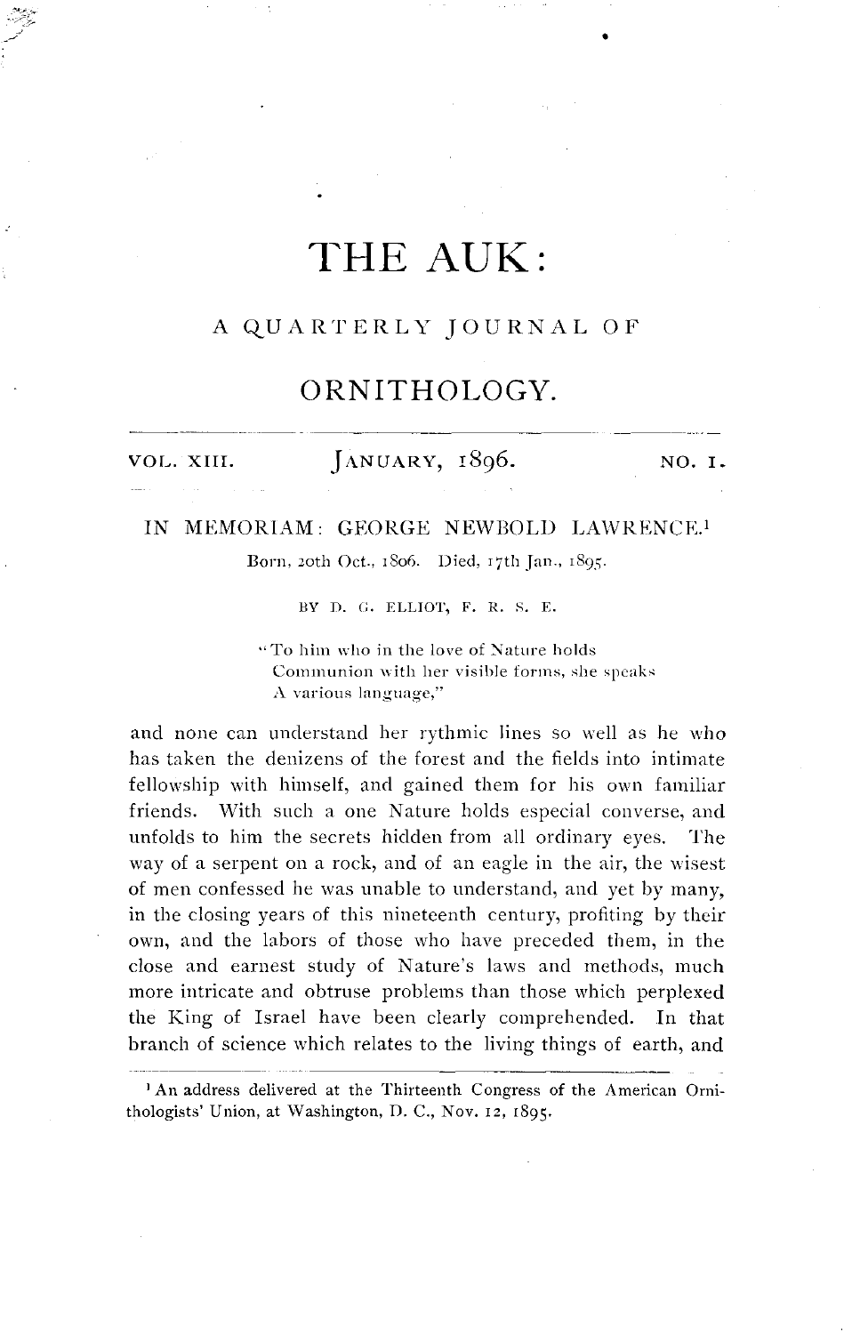# THE AUK:

## A QUARTERLY JOURNAL OF

## ORNITHOLOGY.

VOL. XIII. JANUARY, 1896. NO. I.

## IN MEMORIAM: GEORGE NEWBOLD LAWRENCE.[1]

Born, 20th Oct., 1806. Died, 17th Jan., 1895.

BY D. G. ELLIOT, F. R. S. E.

> "To him who in the love of Nature holds
> Communion with her visible forms, she speaks
> A various language,"

and none can understand her rythmic lines so well as he who has taken the denizens of the forest and the fields into intimate fellowship with himself, and gained them for his own familiar friends. With such a one Nature holds especial converse, and unfolds to him the secrets hidden from all ordinary eyes. The way of a serpent on a rock, and of an eagle in the air, the wisest of men confessed he was unable to understand, and yet by many, in the closing years of this nineteenth century, profiting by their own, and the labors of those who have preceded them, in the close and earnest study of Nature's laws and methods, much more intricate and obtruse problems than those which perplexed the King of Israel have been clearly comprehended. In that branch of science which relates to the living things of earth, and

---

[1] An address delivered at the Thirteenth Congress of the American Ornithologists' Union, at Washington, D. C., Nov. 12, 1895.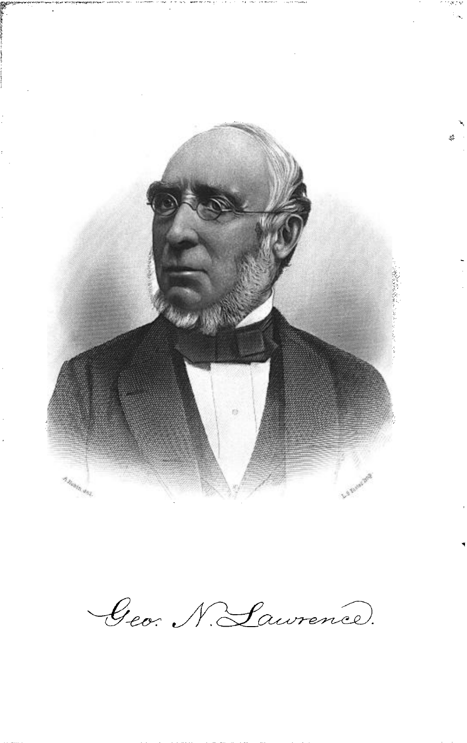Geo. N. Lawrence.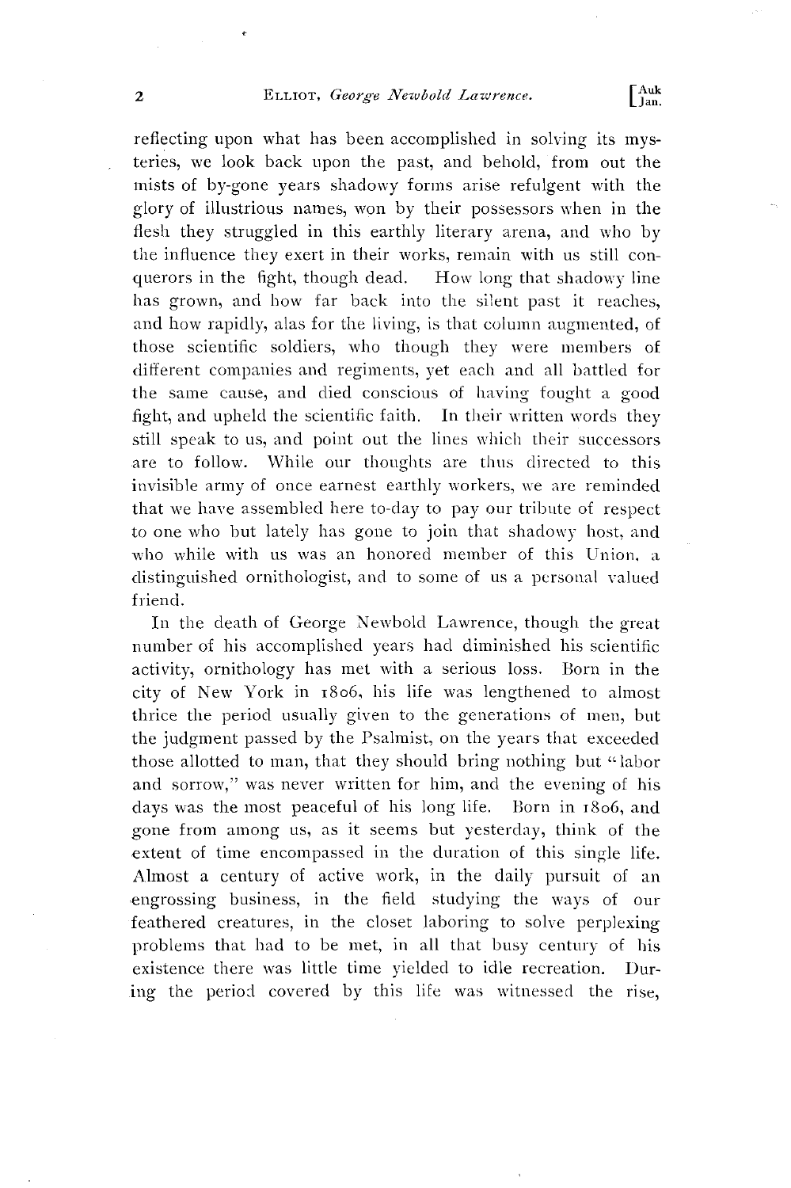reflecting upon what has been accomplished in solving its mysteries, we look back upon the past, and behold, from out the mists of by-gone years shadowy forms arise refulgent with the glory of illustrious names, won by their possessors when in the flesh they struggled in this earthly literary arena, and who by the influence they exert in their works, remain with us still conquerors in the fight, though dead. How long that shadowy line has grown, and how far back into the silent past it reaches, and how rapidly, alas for the living, is that column augmented, of those scientific soldiers, who though they were members of different companies and regiments, yet each and all battled for the same cause, and died conscious of having fought a good fight, and upheld the scientific faith. In their written words they still speak to us, and point out the lines which their successors are to follow. While our thoughts are thus directed to this invisible army of once earnest earthly workers, we are reminded that we have assembled here to-day to pay our tribute of respect to one who but lately has gone to join that shadowy host, and who while with us was an honored member of this Union, a distinguished ornithologist, and to some of us a personal valued friend.

In the death of George Newbold Lawrence, though the great number of his accomplished years had diminished his scientific activity, ornithology has met with a serious loss. Born in the city of New York in 1806, his life was lengthened to almost thrice the period usually given to the generations of men, but the judgment passed by the Psalmist, on the years that exceeded those allotted to man, that they should bring nothing but "labor and sorrow," was never written for him, and the evening of his days was the most peaceful of his long life. Born in 1806, and gone from among us, as it seems but yesterday, think of the extent of time encompassed in the duration of this single life. Almost a century of active work, in the daily pursuit of an engrossing business, in the field studying the ways of our feathered creatures, in the closet laboring to solve perplexing problems that had to be met, in all that busy century of his existence there was little time yielded to idle recreation. During the period covered by this life was witnessed the rise,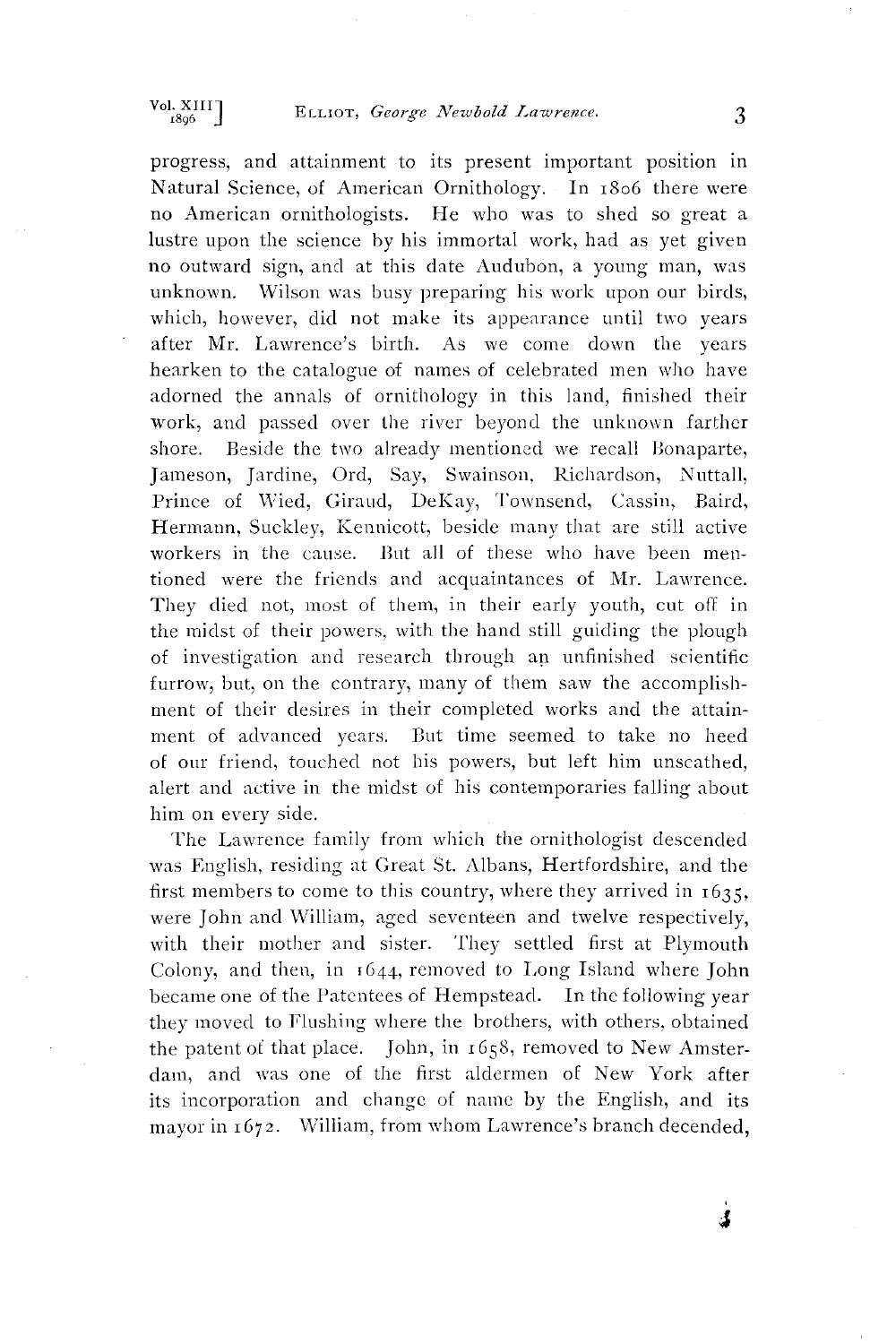progress, and attainment to its present important position in Natural Science, of American Ornithology. In 1806 there were no American ornithologists. He who was to shed so great a lustre upon the science by his immortal work, had as yet given no outward sign, and at this date Audubon, a young man, was unknown. Wilson was busy preparing his work upon our birds, which, however, did not make its appearance until two years after Mr. Lawrence's birth. As we come down the years hearken to the catalogue of names of celebrated men who have adorned the annals of ornithology in this land, finished their work, and passed over the river beyond the unknown farther shore. Beside the two already mentioned we recall Bonaparte, Jameson, Jardine, Ord, Say, Swainson, Richardson, Nuttall, Prince of Wied, Giraud, DeKay, Townsend, Cassin, Baird, Hermann, Suckley, Kennicott, beside many that are still active workers in the cause. But all of these who have been mentioned were the friends and acquaintances of Mr. Lawrence. They died not, most of them, in their early youth, cut off in the midst of their powers, with the hand still guiding the plough of investigation and research through an unfinished scientific furrow, but, on the contrary, many of them saw the accomplishment of their desires in their completed works and the attainment of advanced years. But time seemed to take no heed of our friend, touched not his powers, but left him unscathed, alert and active in the midst of his contemporaries falling about him on every side.

The Lawrence family from which the ornithologist descended was English, residing at Great St. Albans, Hertfordshire, and the first members to come to this country, where they arrived in 1635, were John and William, aged seventeen and twelve respectively, with their mother and sister. They settled first at Plymouth Colony, and then, in 1644, removed to Long Island where John became one of the Patentees of Hempstead. In the following year they moved to Flushing where the brothers, with others, obtained the patent of that place. John, in 1658, removed to New Amsterdam, and was one of the first aldermen of New York after its incorporation and change of name by the English, and its mayor in 1672. William, from whom Lawrence's branch decended,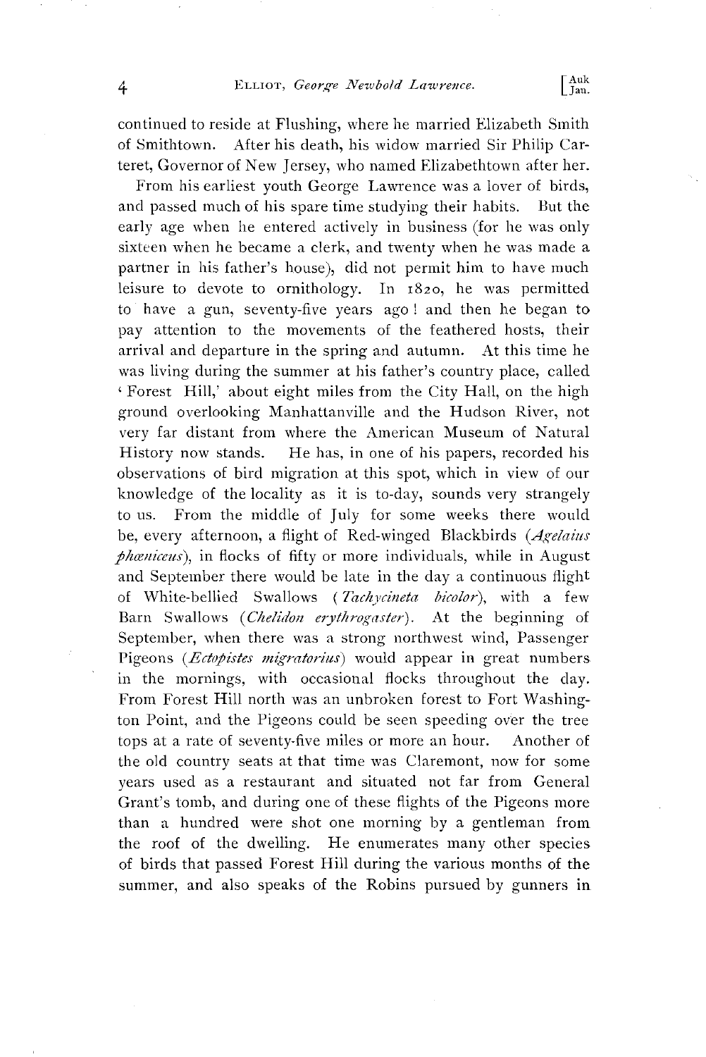continued to reside at Flushing, where he married Elizabeth Smith of Smithtown. After his death, his widow married Sir Philip Carteret, Governor of New Jersey, who named Elizabethtown after her.

From his earliest youth George Lawrence was a lover of birds, and passed much of his spare time studying their habits. But the early age when he entered actively in business (for he was only sixteen when he became a clerk, and twenty when he was made a partner in his father's house), did not permit him to have much leisure to devote to ornithology. In 1820, he was permitted to have a gun, seventy-five years ago! and then he began to pay attention to the movements of the feathered hosts, their arrival and departure in the spring and autumn. At this time he was living during the summer at his father's country place, called 'Forest Hill,' about eight miles from the City Hall, on the high ground overlooking Manhattanville and the Hudson River, not very far distant from where the American Museum of Natural History now stands. He has, in one of his papers, recorded his observations of bird migration at this spot, which in view of our knowledge of the locality as it is to-day, sounds very strangely to us. From the middle of July for some weeks there would be, every afternoon, a flight of Red-winged Blackbirds (*Agelaius phœniceus*), in flocks of fifty or more individuals, while in August and September there would be late in the day a continuous flight of White-bellied Swallows (*Tachycineta bicolor*), with a few Barn Swallows (*Chelidon erythrogaster*). At the beginning of September, when there was a strong northwest wind, Passenger Pigeons (*Ectopistes migratorius*) would appear in great numbers in the mornings, with occasional flocks throughout the day. From Forest Hill north was an unbroken forest to Fort Washington Point, and the Pigeons could be seen speeding over the tree tops at a rate of seventy-five miles or more an hour. Another of the old country seats at that time was Claremont, now for some years used as a restaurant and situated not far from General Grant's tomb, and during one of these flights of the Pigeons more than a hundred were shot one morning by a gentleman from the roof of the dwelling. He enumerates many other species of birds that passed Forest Hill during the various months of the summer, and also speaks of the Robins pursued by gunners in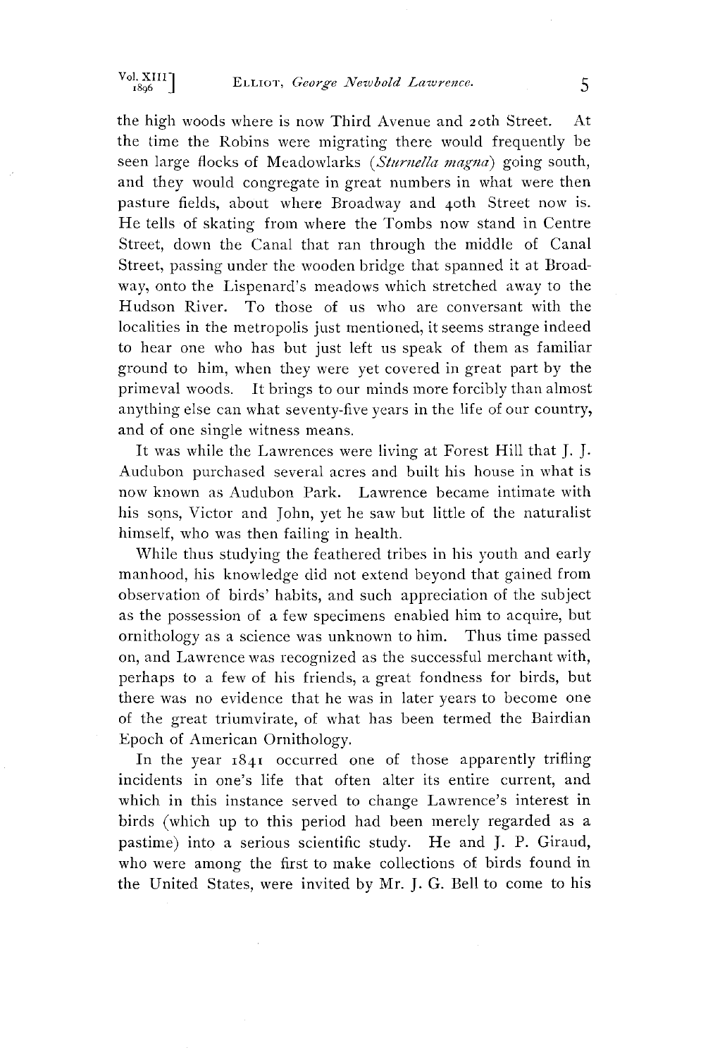the high woods where is now Third Avenue and 20th Street. At the time the Robins were migrating there would frequently be seen large flocks of Meadowlarks (*Sturnella magna*) going south, and they would congregate in great numbers in what were then pasture fields, about where Broadway and 40th Street now is. He tells of skating from where the Tombs now stand in Centre Street, down the Canal that ran through the middle of Canal Street, passing under the wooden bridge that spanned it at Broadway, onto the Lispenard's meadows which stretched away to the Hudson River. To those of us who are conversant with the localities in the metropolis just mentioned, it seems strange indeed to hear one who has but just left us speak of them as familiar ground to him, when they were yet covered in great part by the primeval woods. It brings to our minds more forcibly than almost anything else can what seventy-five years in the life of our country, and of one single witness means.

It was while the Lawrences were living at Forest Hill that J. J. Audubon purchased several acres and built his house in what is now known as Audubon Park. Lawrence became intimate with his sons, Victor and John, yet he saw but little of the naturalist himself, who was then failing in health.

While thus studying the feathered tribes in his youth and early manhood, his knowledge did not extend beyond that gained from observation of birds' habits, and such appreciation of the subject as the possession of a few specimens enabled him to acquire, but ornithology as a science was unknown to him. Thus time passed on, and Lawrence was recognized as the successful merchant with, perhaps to a few of his friends, a great fondness for birds, but there was no evidence that he was in later years to become one of the great triumvirate, of what has been termed the Bairdian Epoch of American Ornithology.

In the year 1841 occurred one of those apparently trifling incidents in one's life that often alter its entire current, and which in this instance served to change Lawrence's interest in birds (which up to this period had been merely regarded as a pastime) into a serious scientific study. He and J. P. Giraud, who were among the first to make collections of birds found in the United States, were invited by Mr. J. G. Bell to come to his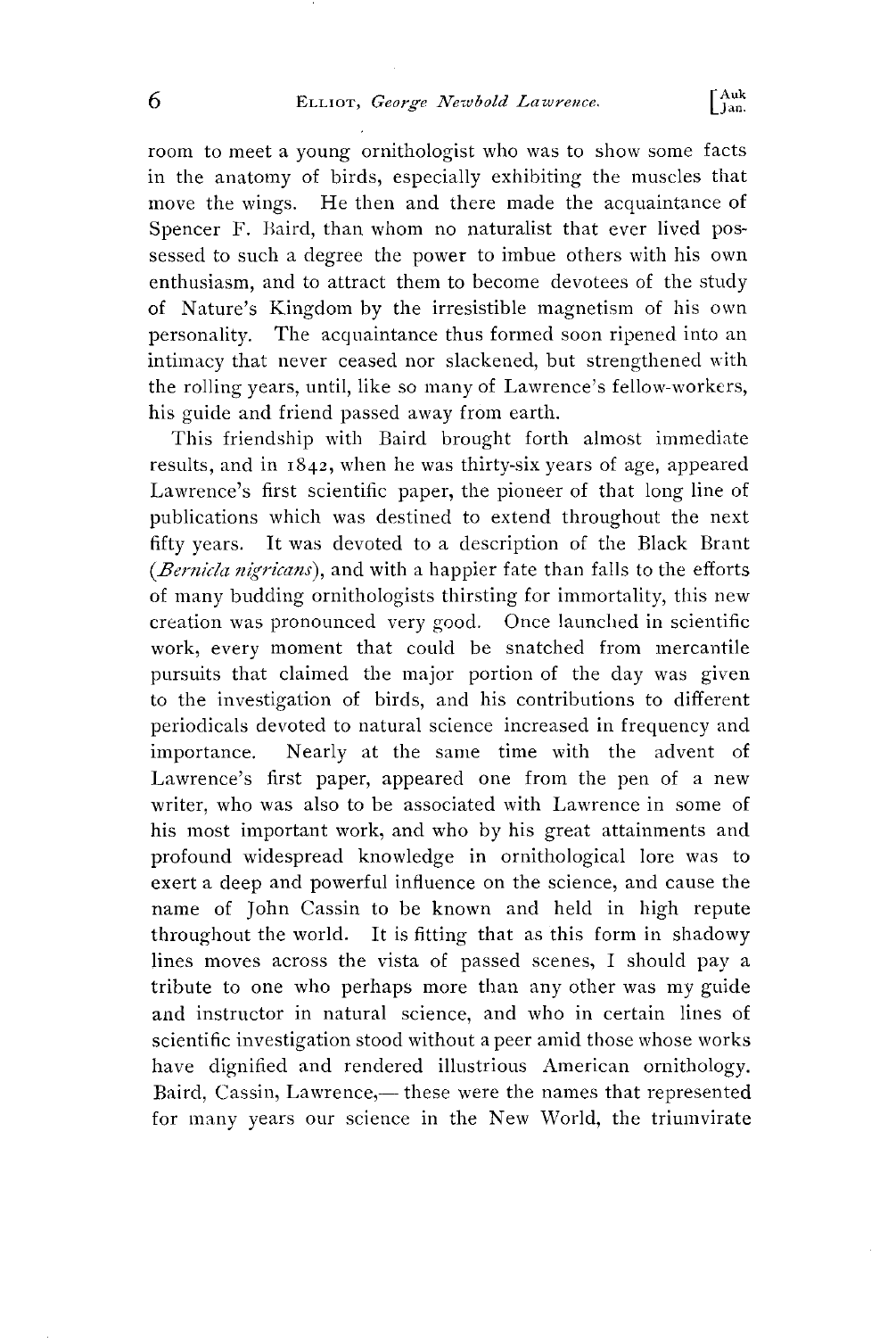room to meet a young ornithologist who was to show some facts in the anatomy of birds, especially exhibiting the muscles that move the wings. He then and there made the acquaintance of Spencer F. Baird, than whom no naturalist that ever lived possessed to such a degree the power to imbue others with his own enthusiasm, and to attract them to become devotees of the study of Nature's Kingdom by the irresistible magnetism of his own personality. The acquaintance thus formed soon ripened into an intimacy that never ceased nor slackened, but strengthened with the rolling years, until, like so many of Lawrence's fellow-workers, his guide and friend passed away from earth.

This friendship with Baird brought forth almost immediate results, and in 1842, when he was thirty-six years of age, appeared Lawrence's first scientific paper, the pioneer of that long line of publications which was destined to extend throughout the next fifty years. It was devoted to a description of the Black Brant (*Bernicla nigricans*), and with a happier fate than falls to the efforts of many budding ornithologists thirsting for immortality, this new creation was pronounced very good. Once launched in scientific work, every moment that could be snatched from mercantile pursuits that claimed the major portion of the day was given to the investigation of birds, and his contributions to different periodicals devoted to natural science increased in frequency and importance. Nearly at the same time with the advent of Lawrence's first paper, appeared one from the pen of a new writer, who was also to be associated with Lawrence in some of his most important work, and who by his great attainments and profound widespread knowledge in ornithological lore was to exert a deep and powerful influence on the science, and cause the name of John Cassin to be known and held in high repute throughout the world. It is fitting that as this form in shadowy lines moves across the vista of passed scenes, I should pay a tribute to one who perhaps more than any other was my guide and instructor in natural science, and who in certain lines of scientific investigation stood without a peer amid those whose works have dignified and rendered illustrious American ornithology. Baird, Cassin, Lawrence,— these were the names that represented for many years our science in the New World, the triumvirate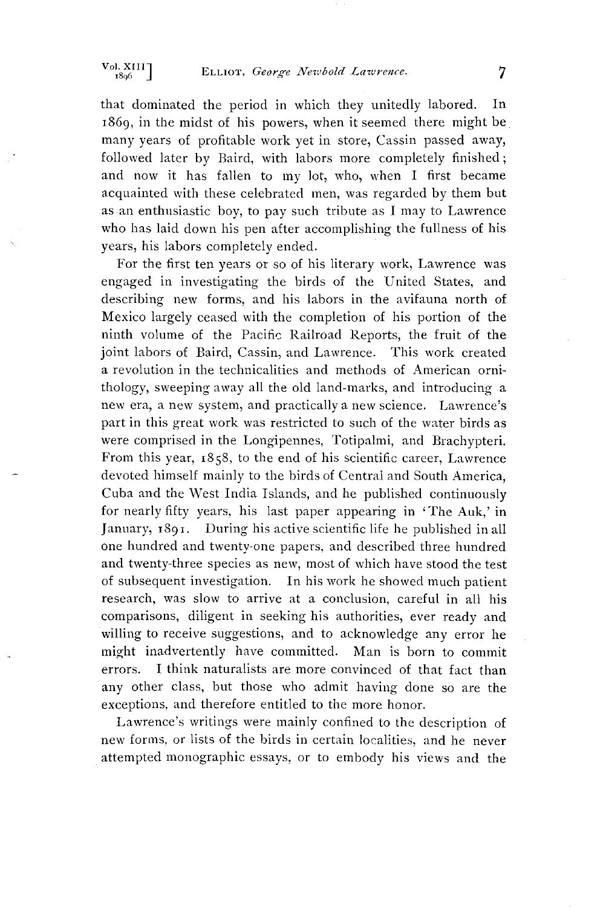that dominated the period in which they unitedly labored. In 1869, in the midst of his powers, when it seemed there might be many years of profitable work yet in store, Cassin passed away, followed later by Baird, with labors more completely finished; and now it has fallen to my lot, who, when I first became acquainted with these celebrated men, was regarded by them but as an enthusiastic boy, to pay such tribute as I may to Lawrence who has laid down his pen after accomplishing the fullness of his years, his labors completely ended.

For the first ten years or so of his literary work, Lawrence was engaged in investigating the birds of the United States, and describing new forms, and his labors in the avifauna north of Mexico largely ceased with the completion of his portion of the ninth volume of the Pacific Railroad Reports, the fruit of the joint labors of Baird, Cassin, and Lawrence. This work created a revolution in the technicalities and methods of American ornithology, sweeping away all the old land-marks, and introducing a new era, a new system, and practically a new science. Lawrence's part in this great work was restricted to such of the water birds as were comprised in the Longipennes, Totipalmi, and Brachypteri. From this year, 1858, to the end of his scientific career, Lawrence devoted himself mainly to the birds of Central and South America, Cuba and the West India Islands, and he published continuously for nearly fifty years, his last paper appearing in 'The Auk,' in January, 1891. During his active scientific life he published in all one hundred and twenty-one papers, and described three hundred and twenty-three species as new, most of which have stood the test of subsequent investigation. In his work he showed much patient research, was slow to arrive at a conclusion, careful in all his comparisons, diligent in seeking his authorities, ever ready and willing to receive suggestions, and to acknowledge any error he might inadvertently have committed. Man is born to commit errors. I think naturalists are more convinced of that fact than any other class, but those who admit having done so are the exceptions, and therefore entitled to the more honor.

Lawrence's writings were mainly confined to the description of new forms, or lists of the birds in certain localities, and he never attempted monographic essays, or to embody his views and the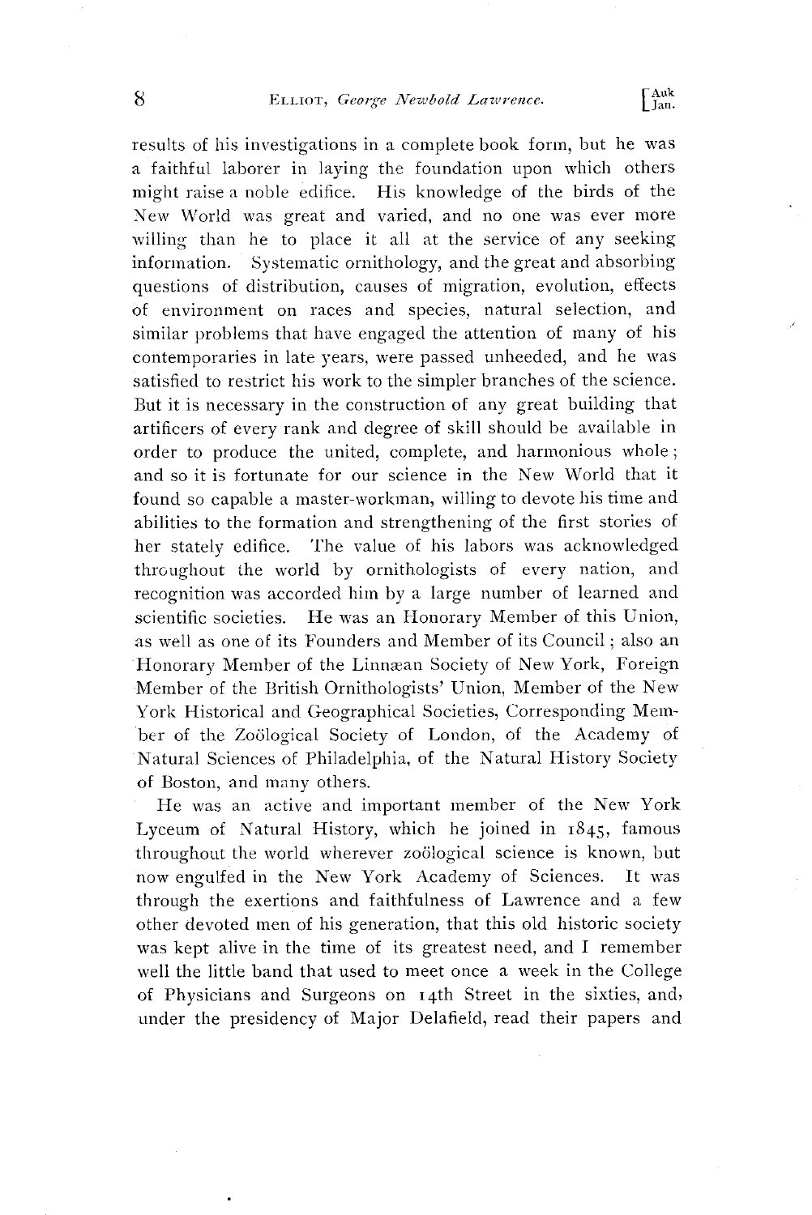results of his investigations in a complete book form, but he was a faithful laborer in laying the foundation upon which others might raise a noble edifice. His knowledge of the birds of the New World was great and varied, and no one was ever more willing than he to place it all at the service of any seeking information. Systematic ornithology, and the great and absorbing questions of distribution, causes of migration, evolution, effects of environment on races and species, natural selection, and similar problems that have engaged the attention of many of his contemporaries in late years, were passed unheeded, and he was satisfied to restrict his work to the simpler branches of the science. But it is necessary in the construction of any great building that artificers of every rank and degree of skill should be available in order to produce the united, complete, and harmonious whole; and so it is fortunate for our science in the New World that it found so capable a master-workman, willing to devote his time and abilities to the formation and strengthening of the first stories of her stately edifice. The value of his labors was acknowledged throughout the world by ornithologists of every nation, and recognition was accorded him by a large number of learned and scientific societies. He was an Honorary Member of this Union, as well as one of its Founders and Member of its Council; also an Honorary Member of the Linnæan Society of New York, Foreign Member of the British Ornithologists' Union, Member of the New York Historical and Geographical Societies, Corresponding Member of the Zoölogical Society of London, of the Academy of Natural Sciences of Philadelphia, of the Natural History Society of Boston, and many others.

He was an active and important member of the New York Lyceum of Natural History, which he joined in 1845, famous throughout the world wherever zoölogical science is known, but now engulfed in the New York Academy of Sciences. It was through the exertions and faithfulness of Lawrence and a few other devoted men of his generation, that this old historic society was kept alive in the time of its greatest need, and I remember well the little band that used to meet once a week in the College of Physicians and Surgeons on 14th Street in the sixties, and, under the presidency of Major Delafield, read their papers and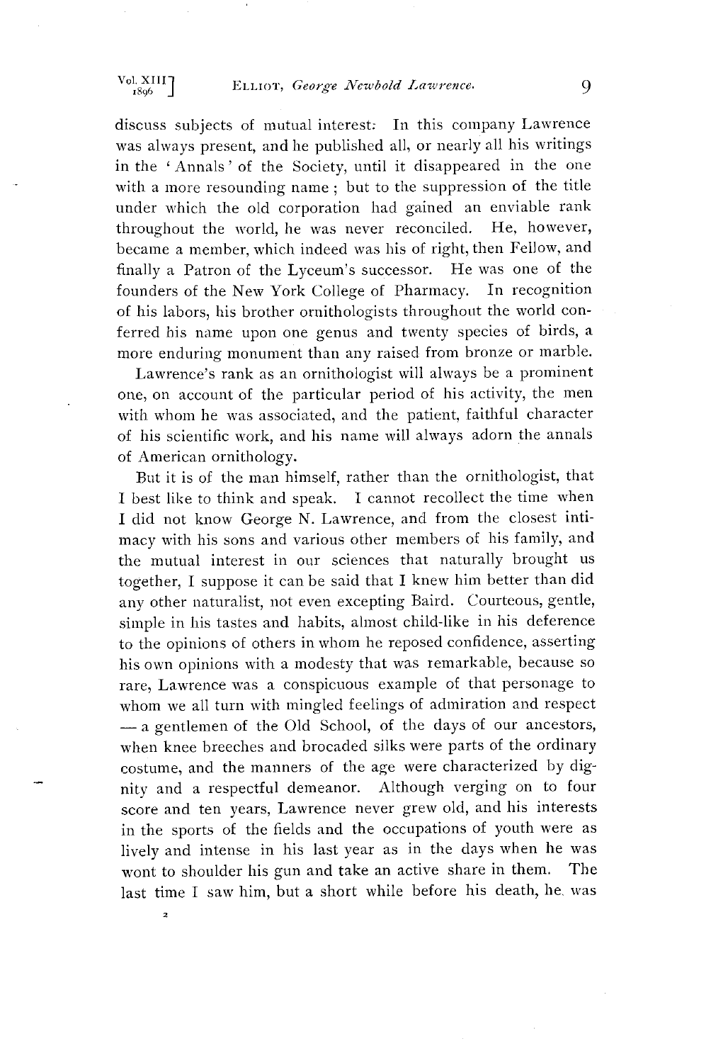discuss subjects of mutual interest: In this company Lawrence was always present, and he published all, or nearly all his writings in the 'Annals' of the Society, until it disappeared in the one with a more resounding name; but to the suppression of the title under which the old corporation had gained an enviable rank throughout the world, he was never reconciled. He, however, became a member, which indeed was his of right, then Fellow, and finally a Patron of the Lyceum's successor. He was one of the founders of the New York College of Pharmacy. In recognition of his labors, his brother ornithologists throughout the world conferred his name upon one genus and twenty species of birds, a more enduring monument than any raised from bronze or marble.

Lawrence's rank as an ornithologist will always be a prominent one, on account of the particular period of his activity, the men with whom he was associated, and the patient, faithful character of his scientific work, and his name will always adorn the annals of American ornithology.

But it is of the man himself, rather than the ornithologist, that I best like to think and speak. I cannot recollect the time when I did not know George N. Lawrence, and from the closest intimacy with his sons and various other members of his family, and the mutual interest in our sciences that naturally brought us together, I suppose it can be said that I knew him better than did any other naturalist, not even excepting Baird. Courteous, gentle, simple in his tastes and habits, almost child-like in his deference to the opinions of others in whom he reposed confidence, asserting his own opinions with a modesty that was remarkable, because so rare, Lawrence was a conspicuous example of that personage to whom we all turn with mingled feelings of admiration and respect — a gentlemen of the Old School, of the days of our ancestors, when knee breeches and brocaded silks were parts of the ordinary costume, and the manners of the age were characterized by dignity and a respectful demeanor. Although verging on to four score and ten years, Lawrence never grew old, and his interests in the sports of the fields and the occupations of youth were as lively and intense in his last year as in the days when he was wont to shoulder his gun and take an active share in them. The last time I saw him, but a short while before his death, he was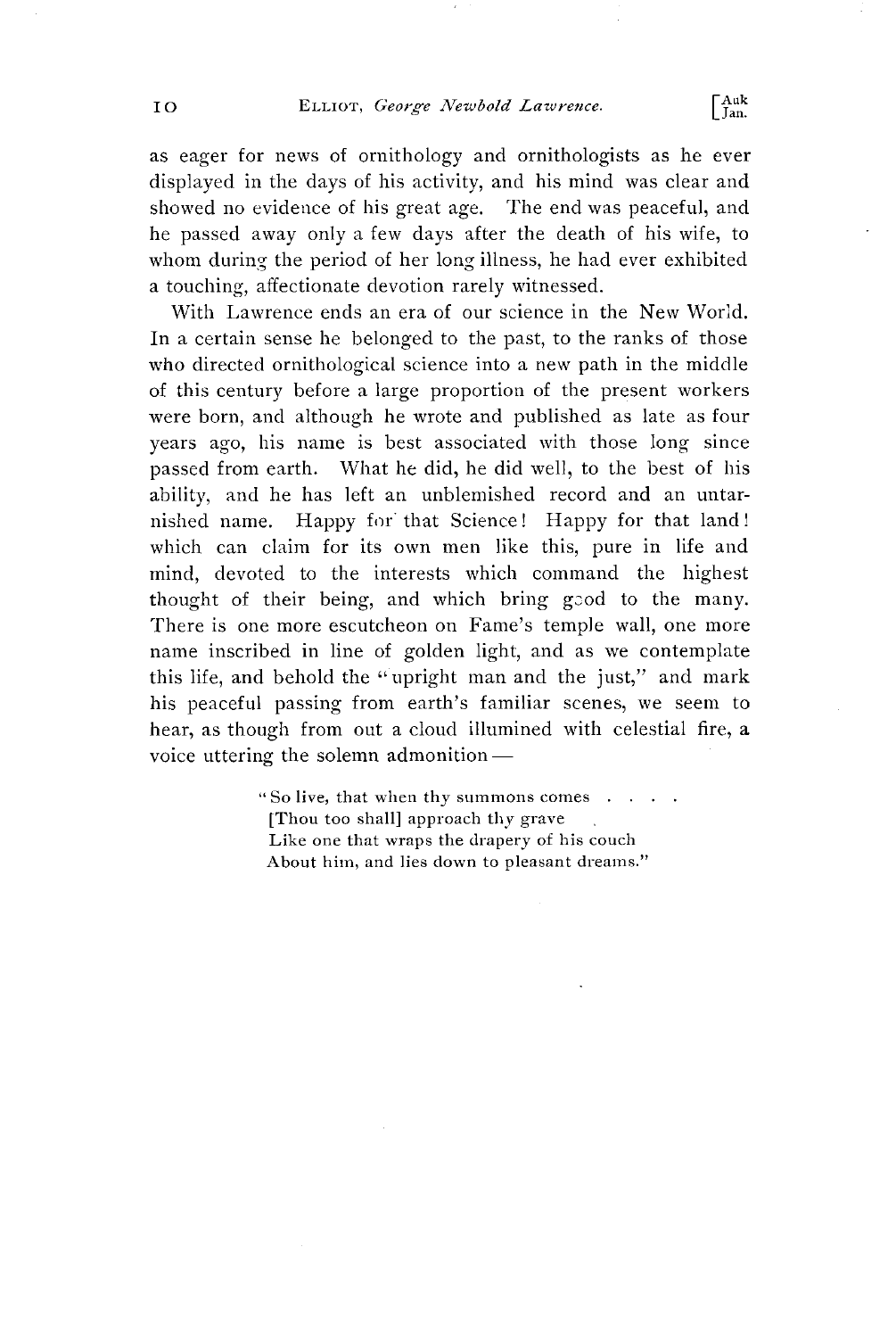as eager for news of ornithology and ornithologists as he ever displayed in the days of his activity, and his mind was clear and showed no evidence of his great age. The end was peaceful, and he passed away only a few days after the death of his wife, to whom during the period of her long illness, he had ever exhibited a touching, affectionate devotion rarely witnessed.

With Lawrence ends an era of our science in the New World. In a certain sense he belonged to the past, to the ranks of those who directed ornithological science into a new path in the middle of this century before a large proportion of the present workers were born, and although he wrote and published as late as four years ago, his name is best associated with those long since passed from earth. What he did, he did well, to the best of his ability, and he has left an unblemished record and an untarnished name. Happy for that Science! Happy for that land! which can claim for its own men like this, pure in life and mind, devoted to the interests which command the highest thought of their being, and which bring good to the many. There is one more escutcheon on Fame's temple wall, one more name inscribed in line of golden light, and as we contemplate this life, and behold the "upright man and the just," and mark his peaceful passing from earth's familiar scenes, we seem to hear, as though from out a cloud illumined with celestial fire, a voice uttering the solemn admonition —

> "So live, that when thy summons comes . . . .
> [Thou too shall] approach thy grave
> Like one that wraps the drapery of his couch
> About him, and lies down to pleasant dreams."